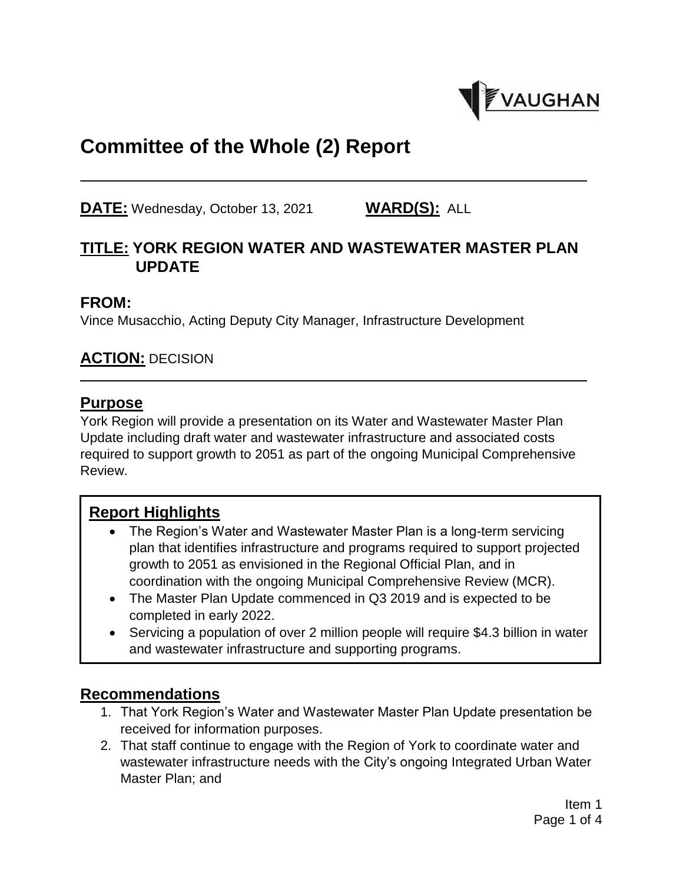# Committee of the Whole (2) Report

**DATE:** Wednesday, October 13, 2021 **WARD(S):** ALL

## TITLE: YORK REGION WATER AND WASTEWATER MASTER PLAN UPDATE

## FROM:

Vince Musacchio, Acting Deputy City Manager, Infrastructure Development

## ACTION: DECISION

## Purpose

York Region will provide a presentation on its Water and Wastewater Master Plan Update including draft water and wastewater infrastructure and associated costs required to support growth to 2051 as part of the ongoing Municipal Comprehensive Review.

## Report Highlights

- The Region's Water and Wastewater Master Plan is a long-term servicing plan that identifies infrastructure and programs required to support projected growth to 2051 as envisioned in the Regional Official Plan, and in coordination with the ongoing Municipal Comprehensive Review (MCR).
- The Master Plan Update commenced in Q3 2019 and is expected to be completed in early 2022.
- Servicing a population of over 2 million people will require $4.3 billion in water and wastewater infrastructure and supporting programs.

## Recommendations

1. That York Region's Water and Wastewater Master Plan Update presentation be received for information purposes.
2. That staff continue to engage with the Region of York to coordinate water and wastewater infrastructure needs with the City's ongoing Integrated Urban Water Master Plan; and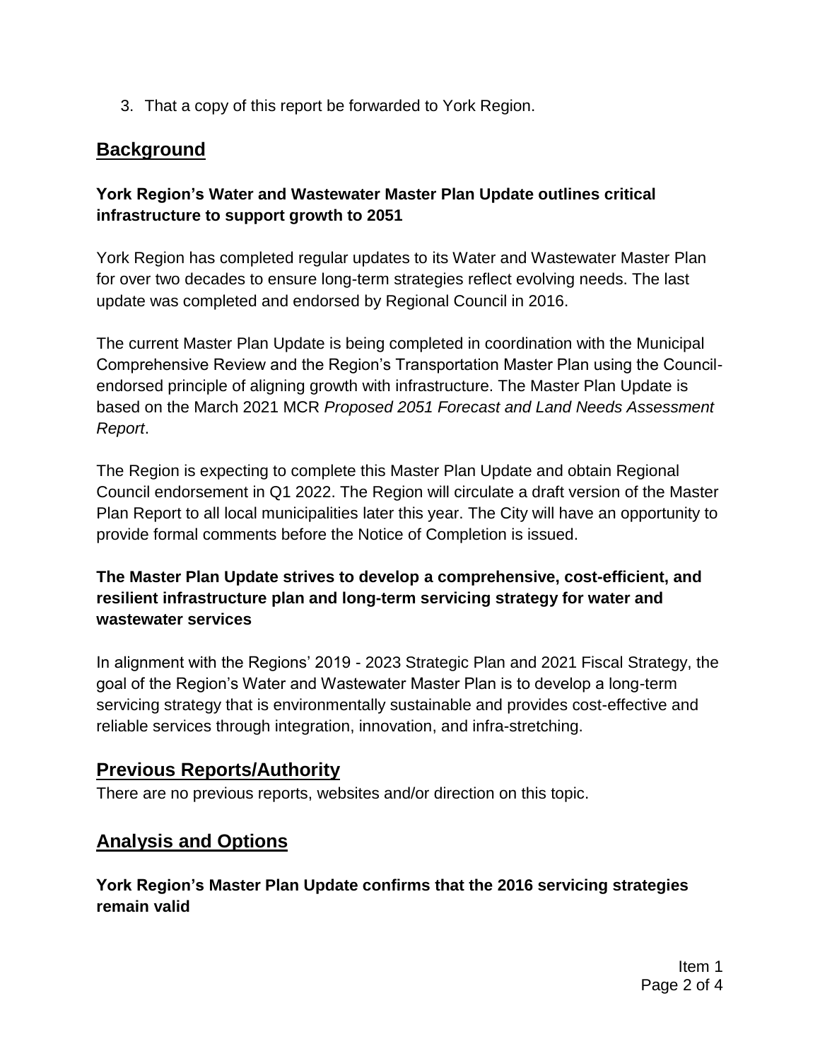3. That a copy of this report be forwarded to York Region.

## Background

**York Region's Water and Wastewater Master Plan Update outlines critical infrastructure to support growth to 2051**

York Region has completed regular updates to its Water and Wastewater Master Plan for over two decades to ensure long-term strategies reflect evolving needs. The last update was completed and endorsed by Regional Council in 2016.

The current Master Plan Update is being completed in coordination with the Municipal Comprehensive Review and the Region's Transportation Master Plan using the Council-endorsed principle of aligning growth with infrastructure. The Master Plan Update is based on the March 2021 MCR *Proposed 2051 Forecast and Land Needs Assessment Report*.

The Region is expecting to complete this Master Plan Update and obtain Regional Council endorsement in Q1 2022. The Region will circulate a draft version of the Master Plan Report to all local municipalities later this year. The City will have an opportunity to provide formal comments before the Notice of Completion is issued.

**The Master Plan Update strives to develop a comprehensive, cost-efficient, and resilient infrastructure plan and long-term servicing strategy for water and wastewater services**

In alignment with the Regions' 2019 - 2023 Strategic Plan and 2021 Fiscal Strategy, the goal of the Region's Water and Wastewater Master Plan is to develop a long-term servicing strategy that is environmentally sustainable and provides cost-effective and reliable services through integration, innovation, and infra-stretching.

## Previous Reports/Authority

There are no previous reports, websites and/or direction on this topic.

## Analysis and Options

**York Region's Master Plan Update confirms that the 2016 servicing strategies remain valid**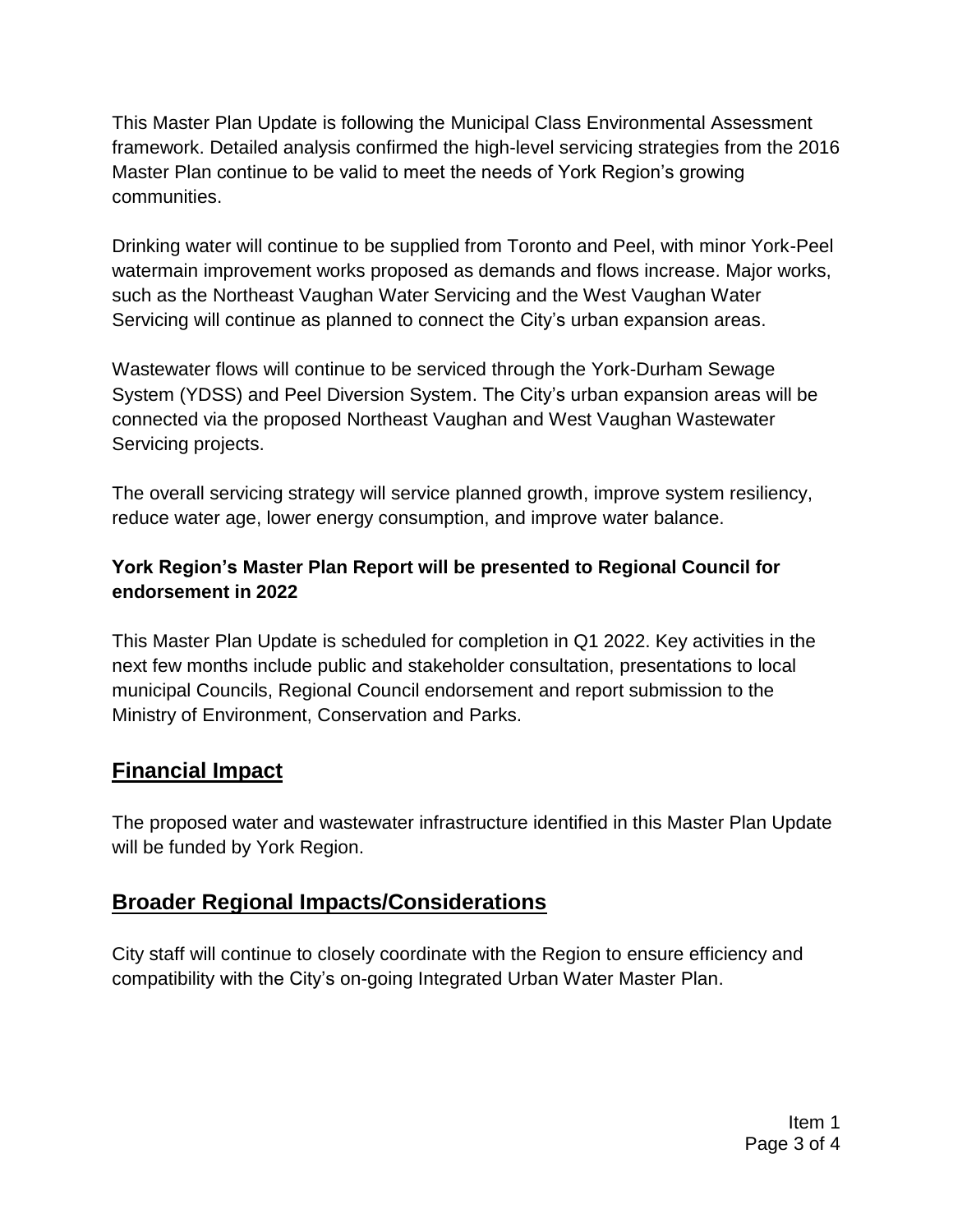This Master Plan Update is following the Municipal Class Environmental Assessment framework. Detailed analysis confirmed the high-level servicing strategies from the 2016 Master Plan continue to be valid to meet the needs of York Region's growing communities.

Drinking water will continue to be supplied from Toronto and Peel, with minor York-Peel watermain improvement works proposed as demands and flows increase. Major works, such as the Northeast Vaughan Water Servicing and the West Vaughan Water Servicing will continue as planned to connect the City's urban expansion areas.

Wastewater flows will continue to be serviced through the York-Durham Sewage System (YDSS) and Peel Diversion System. The City's urban expansion areas will be connected via the proposed Northeast Vaughan and West Vaughan Wastewater Servicing projects.

The overall servicing strategy will service planned growth, improve system resiliency, reduce water age, lower energy consumption, and improve water balance.

**York Region's Master Plan Report will be presented to Regional Council for endorsement in 2022**

This Master Plan Update is scheduled for completion in Q1 2022. Key activities in the next few months include public and stakeholder consultation, presentations to local municipal Councils, Regional Council endorsement and report submission to the Ministry of Environment, Conservation and Parks.

## Financial Impact

The proposed water and wastewater infrastructure identified in this Master Plan Update will be funded by York Region.

## Broader Regional Impacts/Considerations

City staff will continue to closely coordinate with the Region to ensure efficiency and compatibility with the City's on-going Integrated Urban Water Master Plan.

Item 1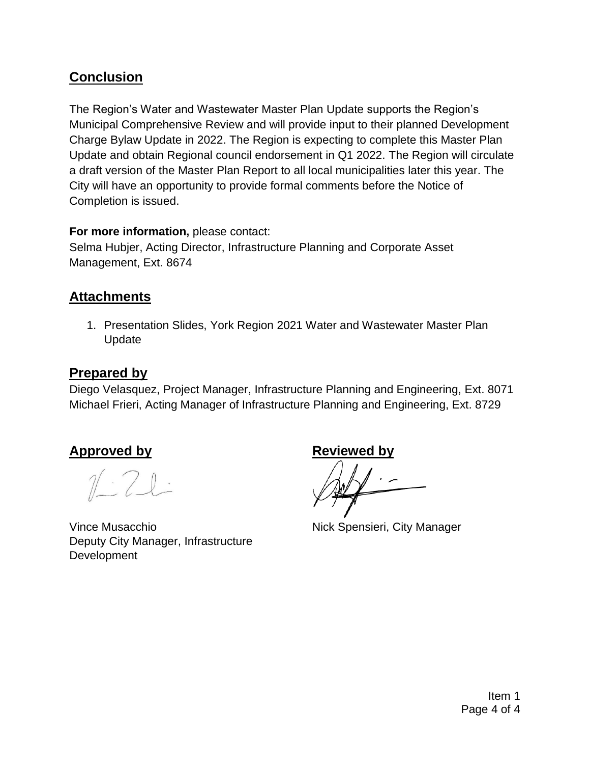## Conclusion

The Region's Water and Wastewater Master Plan Update supports the Region's Municipal Comprehensive Review and will provide input to their planned Development Charge Bylaw Update in 2022. The Region is expecting to complete this Master Plan Update and obtain Regional council endorsement in Q1 2022. The Region will circulate a draft version of the Master Plan Report to all local municipalities later this year. The City will have an opportunity to provide formal comments before the Notice of Completion is issued.

**For more information,** please contact:
Selma Hubjer, Acting Director, Infrastructure Planning and Corporate Asset Management, Ext. 8674

## Attachments

1. Presentation Slides, York Region 2021 Water and Wastewater Master Plan Update

## Prepared by

Diego Velasquez, Project Manager, Infrastructure Planning and Engineering, Ext. 8071
Michael Frieri, Acting Manager of Infrastructure Planning and Engineering, Ext. 8729

## Approved by

Vince Musacchio
Deputy City Manager, Infrastructure Development

## Reviewed by

Nick Spensieri, City Manager